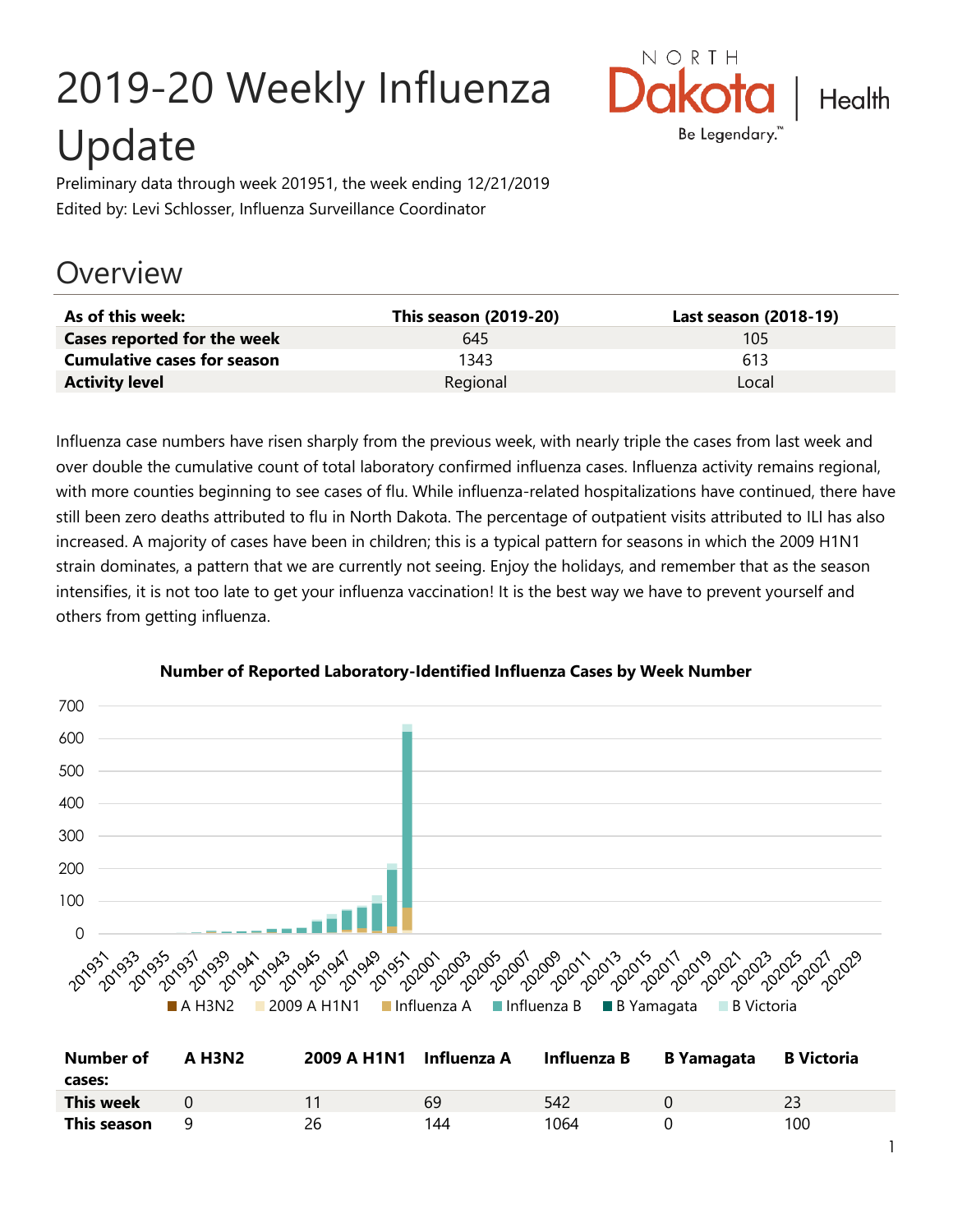# 2019-20 Weekly Influenza Update

Preliminary data through week 201951, the week ending 12/21/2019

Edited by: Levi Schlosser, Influenza Surveillance Coordinator

NORTH Dakota | Health
Be Legendary.™

## Overview

| As of this week: | This season (2019-20) | Last season (2018-19) |
|---|---|---|
| **Cases reported for the week** | 645 | 105 |
| **Cumulative cases for season** | 1343 | 613 |
| **Activity level** | Regional | Local |

Influenza case numbers have risen sharply from the previous week, with nearly triple the cases from last week and over double the cumulative count of total laboratory confirmed influenza cases. Influenza activity remains regional, with more counties beginning to see cases of flu. While influenza-related hospitalizations have continued, there have still been zero deaths attributed to flu in North Dakota. The percentage of outpatient visits attributed to ILI has also increased. A majority of cases have been in children; this is a typical pattern for seasons in which the 2009 H1N1 strain dominates, a pattern that we are currently not seeing. Enjoy the holidays, and remember that as the season intensifies, it is not too late to get your influenza vaccination! It is the best way we have to prevent yourself and others from getting influenza.

**Number of Reported Laboratory-Identified Influenza Cases by Week Number**

700
600
500
400
300
200
100
0

201931 201933 201935 201937 201939 201941 201943 201945 201947 201949 201951 202001 202003 202005 202007 202009 202011 202013 202015 202017 202019 202021 202023 202025 202027 202029

A H3N2 | 2009 A H1N1 | Influenza A | Influenza B | B Yamagata | B Victoria

| Number of cases: | A H3N2 | 2009 A H1N1 | Influenza A | Influenza B | B Yamagata | B Victoria |
|---|---|---|---|---|---|---|
| **This week** | 0 | 11 | 69 | 542 | 0 | 23 |
| **This season** | 9 | 26 | 144 | 1064 | 0 | 100 |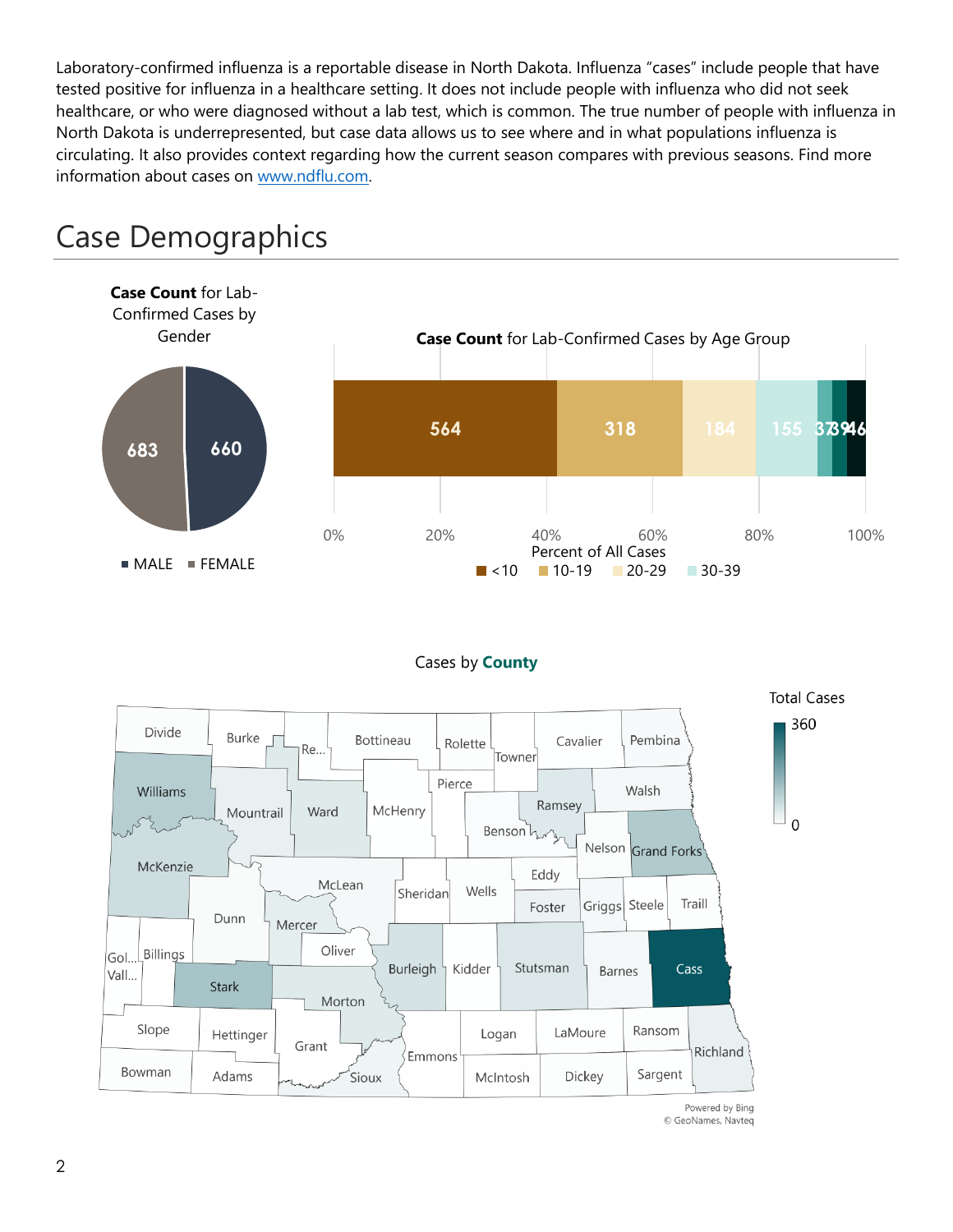Laboratory-confirmed influenza is a reportable disease in North Dakota. Influenza "cases" include people that have tested positive for influenza in a healthcare setting. It does not include people with influenza who did not seek healthcare, or who were diagnosed without a lab test, which is common. The true number of people with influenza in North Dakota is underrepresented, but case data allows us to see where and in what populations influenza is circulating. It also provides context regarding how the current season compares with previous seasons. Find more information about cases on [www.ndflu.com](http://www.ndflu.com).

# Case Demographics

**Case Count** for Lab-Confirmed Cases by Gender

683

660

MALE FEMALE

**Case Count** for Lab-Confirmed Cases by Age Group

564
318
184
155
37
39
46

0%
20%
40%
60%
80%
100%

Percent of All Cases

<10 10-19 20-29 30-39

Cases by **County**

Total Cases

360

0

Divide, Burke, Re..., Bottineau, Rolette, Towner, Cavalier, Pembina, Williams, Mountrail, Ward, McHenry, Pierce, Ramsey, Walsh, Benson, Nelson, Grand Forks, McKenzie, McLean, Sheridan, Wells, Eddy, Foster, Griggs, Steele, Traill, Dunn, Mercer, Oliver, Gol... Vall..., Billings, Stark, Burleigh, Kidder, Stutsman, Barnes, Cass, Morton, Slope, Hettinger, Grant, Emmons, Logan, LaMoure, Ransom, Richland, Bowman, Adams, Sioux, McIntosh, Dickey, Sargent

Powered by Bing
© GeoNames, Navteq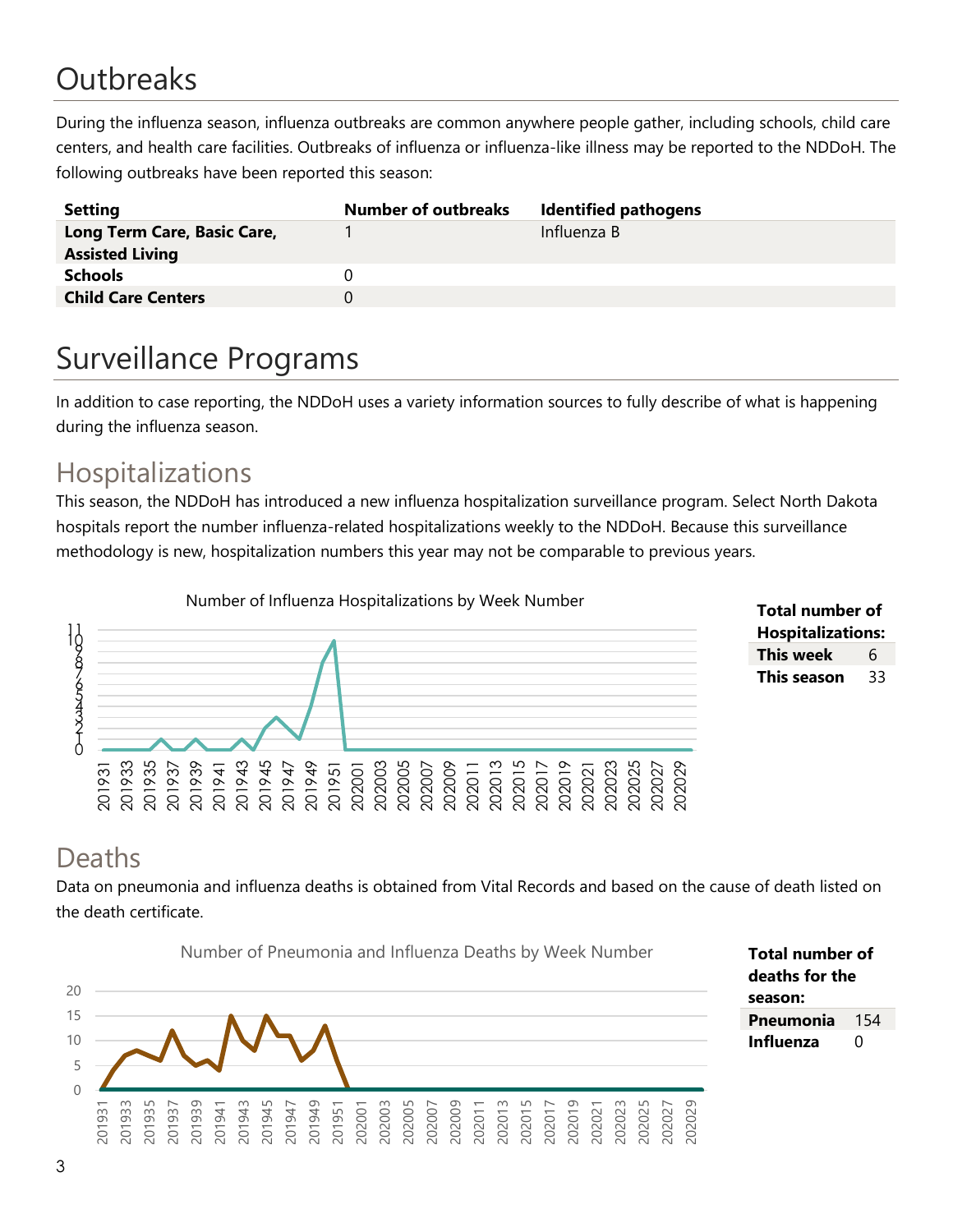# Outbreaks

During the influenza season, influenza outbreaks are common anywhere people gather, including schools, child care centers, and health care facilities. Outbreaks of influenza or influenza-like illness may be reported to the NDDoH. The following outbreaks have been reported this season:

| Setting | Number of outbreaks | Identified pathogens |
|---|---|---|
| **Long Term Care, Basic Care, Assisted Living** | 1 | Influenza B |
| **Schools** | 0 | |
| **Child Care Centers** | 0 | |

# Surveillance Programs

In addition to case reporting, the NDDoH uses a variety information sources to fully describe of what is happening during the influenza season.

## Hospitalizations

This season, the NDDoH has introduced a new influenza hospitalization surveillance program. Select North Dakota hospitals report the number influenza-related hospitalizations weekly to the NDDoH. Because this surveillance methodology is new, hospitalization numbers this year may not be comparable to previous years.

Number of Influenza Hospitalizations by Week Number

| **Total number of Hospitalizations:** | |
|---|---|
| **This week** | 6 |
| **This season** | 33 |

## Deaths

Data on pneumonia and influenza deaths is obtained from Vital Records and based on the cause of death listed on the death certificate.

Number of Pneumonia and Influenza Deaths by Week Number

| **Total number of deaths for the season:** | |
|---|---|
| **Pneumonia** | 154 |
| **Influenza** | 0 |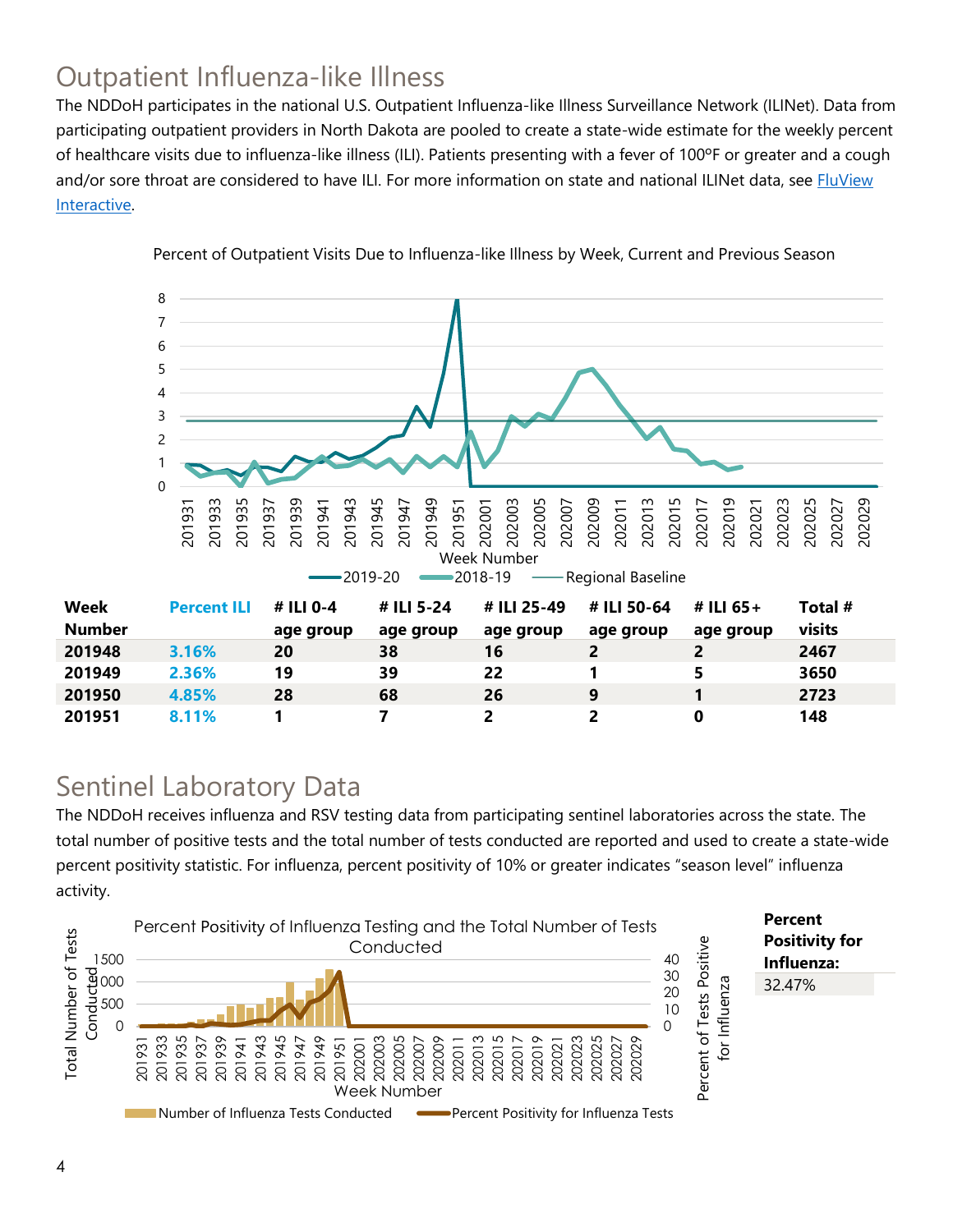## Outpatient Influenza-like Illness

The NDDoH participates in the national U.S. Outpatient Influenza-like Illness Surveillance Network (ILINet). Data from participating outpatient providers in North Dakota are pooled to create a state-wide estimate for the weekly percent of healthcare visits due to influenza-like illness (ILI). Patients presenting with a fever of 100ºF or greater and a cough and/or sore throat are considered to have ILI. For more information on state and national ILINet data, see FluView Interactive.

Percent of Outpatient Visits Due to Influenza-like Illness by Week, Current and Previous Season

| Week Number | Percent ILI | # ILI 0-4 age group | # ILI 5-24 age group | # ILI 25-49 age group | # ILI 50-64 age group | # ILI 65+ age group | Total # visits |
|---|---|---|---|---|---|---|---|
| **201948** | **3.16%** | **20** | **38** | **16** | **2** | **2** | **2467** |
| **201949** | **2.36%** | **19** | **39** | **22** | **1** | **5** | **3650** |
| **201950** | **4.85%** | **28** | **68** | **26** | **9** | **1** | **2723** |
| **201951** | **8.11%** | **1** | **7** | **2** | **2** | **0** | **148** |

## Sentinel Laboratory Data

The NDDoH receives influenza and RSV testing data from participating sentinel laboratories across the state. The total number of positive tests and the total number of tests conducted are reported and used to create a state-wide percent positivity statistic. For influenza, percent positivity of 10% or greater indicates "season level" influenza activity.

Percent Positivity of Influenza Testing and the Total Number of Tests Conducted

| **Percent Positivity for Influenza:** |
|---|
| 32.47% |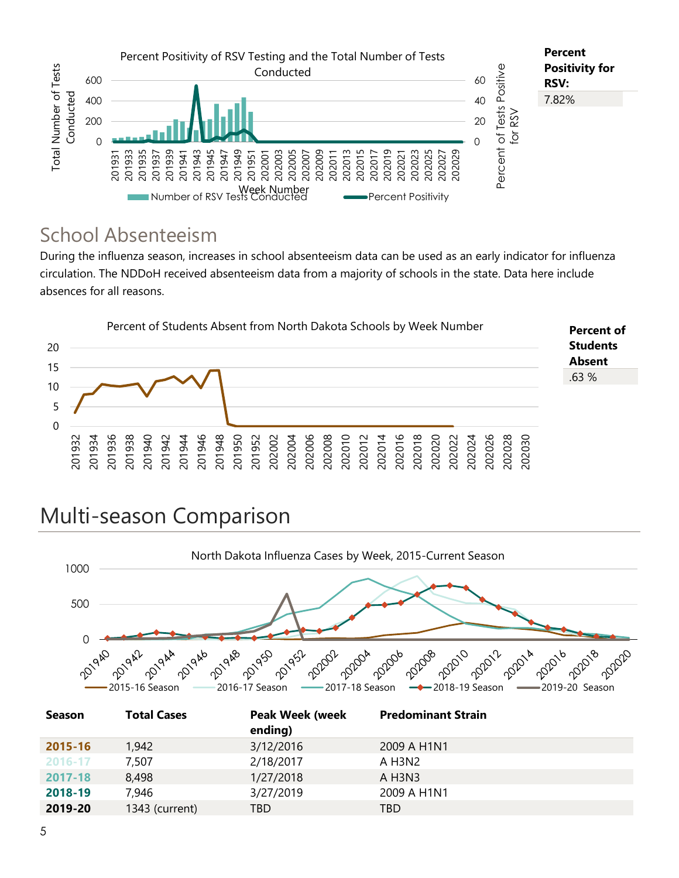Percent Positivity of RSV Testing and the Total Number of Tests Conducted

Total Number of Tests Conducted

600
400
200
0

Percent of Tests Positive for RSV

60
40
20
0

201931 201933 201935 201937 201939 201941 201943 201945 201947 201949 201951 202001 202003 202005 202007 202009 202011 202013 202015 202017 202019 202021 202023 202025 202027 202029

Week Number

Number of RSV Tests Conducted
Percent Positivity

**Percent Positivity for RSV:**

7.82%

## School Absenteeism

During the influenza season, increases in school absenteeism data can be used as an early indicator for influenza circulation. The NDDoH received absenteeism data from a majority of schools in the state. Data here include absences for all reasons.

Percent of Students Absent from North Dakota Schools by Week Number

20
15
10
5
0

201932 201934 201936 201938 201940 201942 201944 201946 201948 201950 201952 202002 202004 202006 202008 202010 202012 202014 202016 202018 202020 202022 202024 202026 202028 202030

**Percent of Students Absent**

.63 %

# Multi-season Comparison

North Dakota Influenza Cases by Week, 2015-Current Season

1000
500
0

201940 201942 201944 201946 201948 201950 201952 202002 202004 202006 202008 202010 202012 202014 202016 202018 202020

2015-16 Season
2016-17 Season
2017-18 Season
2018-19 Season
2019-20 Season

| Season | Total Cases | Peak Week (week ending) | Predominant Strain |
|---|---|---|---|
| **2015-16** | 1,942 | 3/12/2016 | 2009 A H1N1 |
| **2016-17** | 7,507 | 2/18/2017 | A H3N2 |
| **2017-18** | 8,498 | 1/27/2018 | A H3N3 |
| **2018-19** | 7,946 | 3/27/2019 | 2009 A H1N1 |
| **2019-20** | 1343 (current) | TBD | TBD |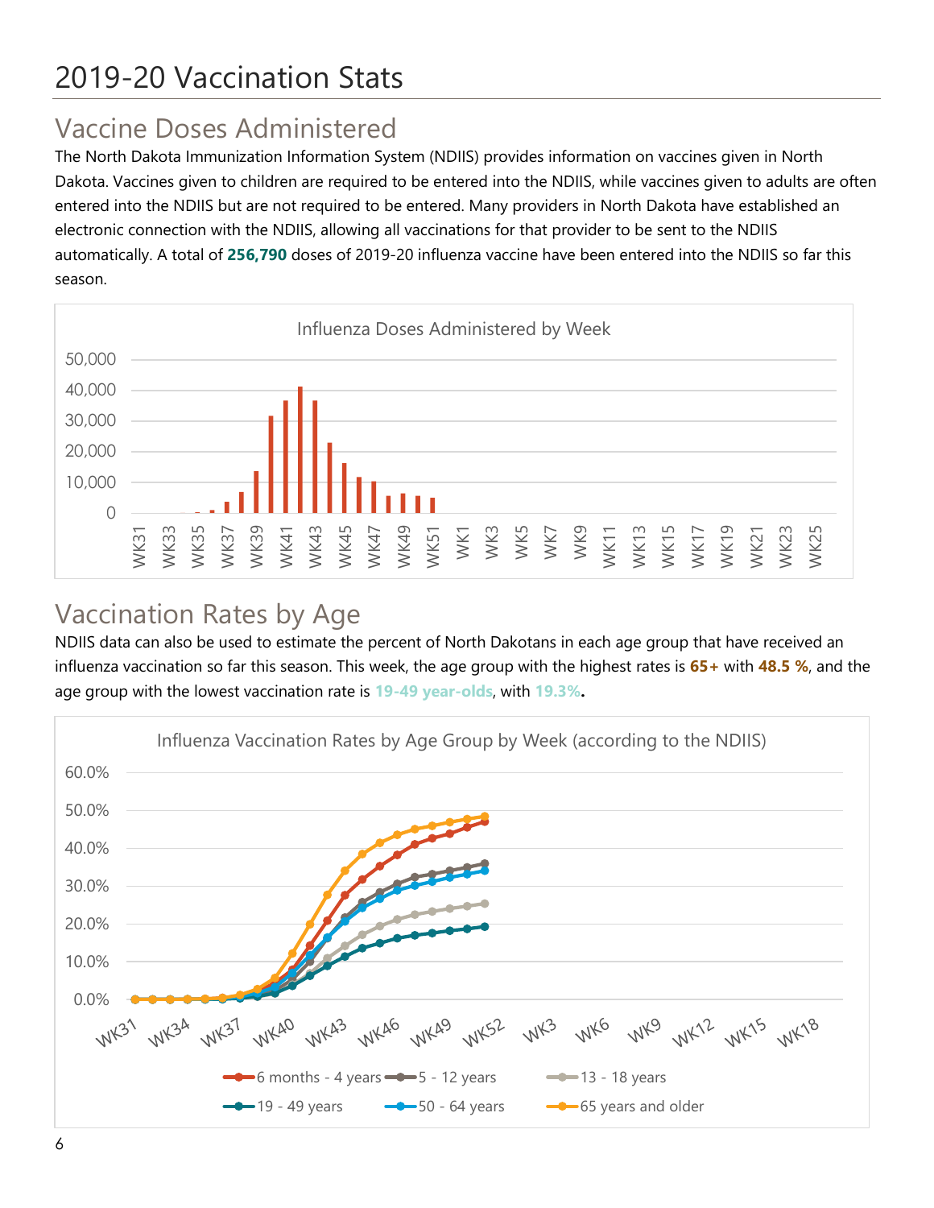# 2019-20 Vaccination Stats

## Vaccine Doses Administered

The North Dakota Immunization Information System (NDIIS) provides information on vaccines given in North Dakota. Vaccines given to children are required to be entered into the NDIIS, while vaccines given to adults are often entered into the NDIIS but are not required to be entered. Many providers in North Dakota have established an electronic connection with the NDIIS, allowing all vaccinations for that provider to be sent to the NDIIS automatically. A total of **256,790** doses of 2019-20 influenza vaccine have been entered into the NDIIS so far this season.

Influenza Doses Administered by Week

50,000
40,000
30,000
20,000
10,000
0

WK31 WK33 WK35 WK37 WK39 WK41 WK43 WK45 WK47 WK49 WK51 WK1 WK3 WK5 WK7 WK9 WK11 WK13 WK15 WK17 WK19 WK21 WK23 WK25

## Vaccination Rates by Age

NDIIS data can also be used to estimate the percent of North Dakotans in each age group that have received an influenza vaccination so far this season. This week, the age group with the highest rates is **65+** with **48.5 %**, and the age group with the lowest vaccination rate is **19-49 year-olds**, with **19.3%**.

Influenza Vaccination Rates by Age Group by Week (according to the NDIIS)

60.0%
50.0%
40.0%
30.0%
20.0%
10.0%
0.0%

WK31 WK34 WK37 WK40 WK43 WK46 WK49 WK52 WK3 WK6 WK9 WK12 WK15 WK18

6 months - 4 years
5 - 12 years
13 - 18 years
19 - 49 years
50 - 64 years
65 years and older